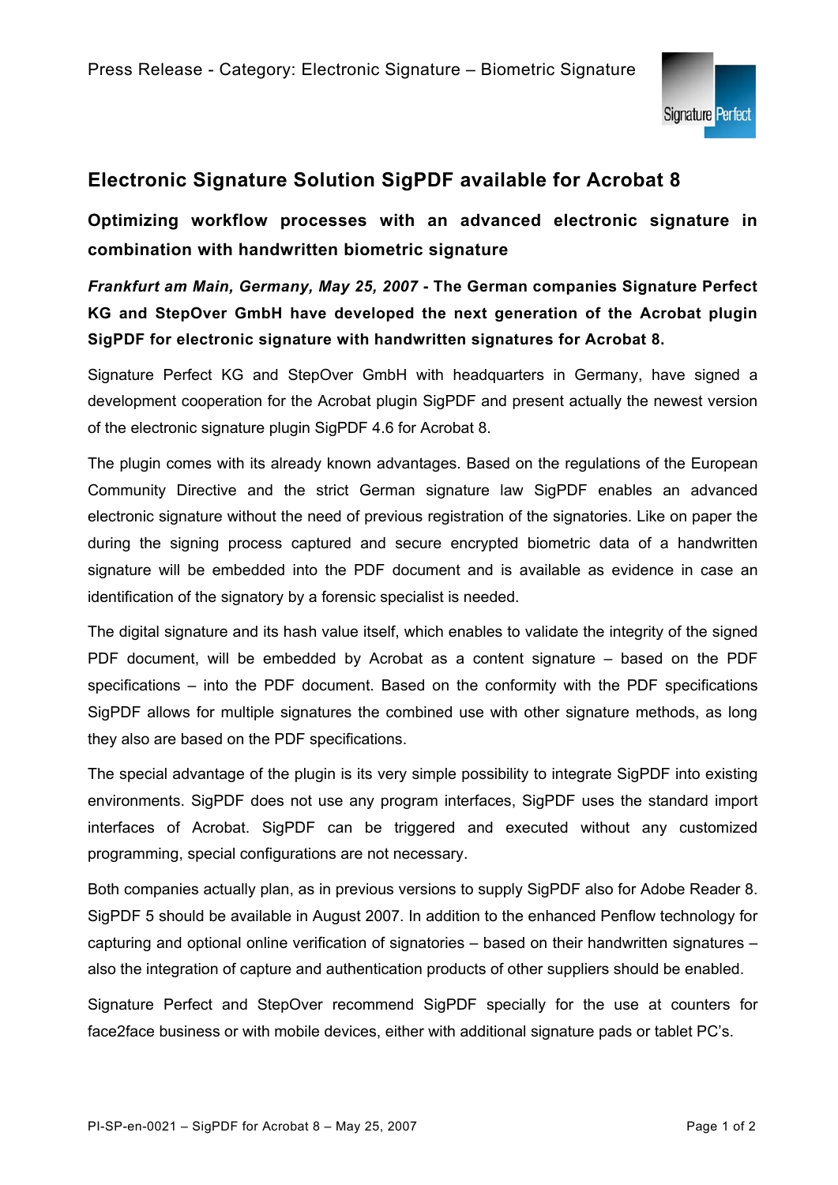Press Release - Category: Electronic Signature – Biometric Signature

## Electronic Signature Solution SigPDF available for Acrobat 8

### Optimizing workflow processes with an advanced electronic signature in combination with handwritten biometric signature

***Frankfurt am Main, Germany, May 25, 2007*** **- The German companies Signature Perfect KG and StepOver GmbH have developed the next generation of the Acrobat plugin SigPDF for electronic signature with handwritten signatures for Acrobat 8.**

Signature Perfect KG and StepOver GmbH with headquarters in Germany, have signed a development cooperation for the Acrobat plugin SigPDF and present actually the newest version of the electronic signature plugin SigPDF 4.6 for Acrobat 8.

The plugin comes with its already known advantages. Based on the regulations of the European Community Directive and the strict German signature law SigPDF enables an advanced electronic signature without the need of previous registration of the signatories. Like on paper the during the signing process captured and secure encrypted biometric data of a handwritten signature will be embedded into the PDF document and is available as evidence in case an identification of the signatory by a forensic specialist is needed.

The digital signature and its hash value itself, which enables to validate the integrity of the signed PDF document, will be embedded by Acrobat as a content signature – based on the PDF specifications – into the PDF document. Based on the conformity with the PDF specifications SigPDF allows for multiple signatures the combined use with other signature methods, as long they also are based on the PDF specifications.

The special advantage of the plugin is its very simple possibility to integrate SigPDF into existing environments. SigPDF does not use any program interfaces, SigPDF uses the standard import interfaces of Acrobat. SigPDF can be triggered and executed without any customized programming, special configurations are not necessary.

Both companies actually plan, as in previous versions to supply SigPDF also for Adobe Reader 8. SigPDF 5 should be available in August 2007. In addition to the enhanced Penflow technology for capturing and optional online verification of signatories – based on their handwritten signatures – also the integration of capture and authentication products of other suppliers should be enabled.

Signature Perfect and StepOver recommend SigPDF specially for the use at counters for face2face business or with mobile devices, either with additional signature pads or tablet PC's.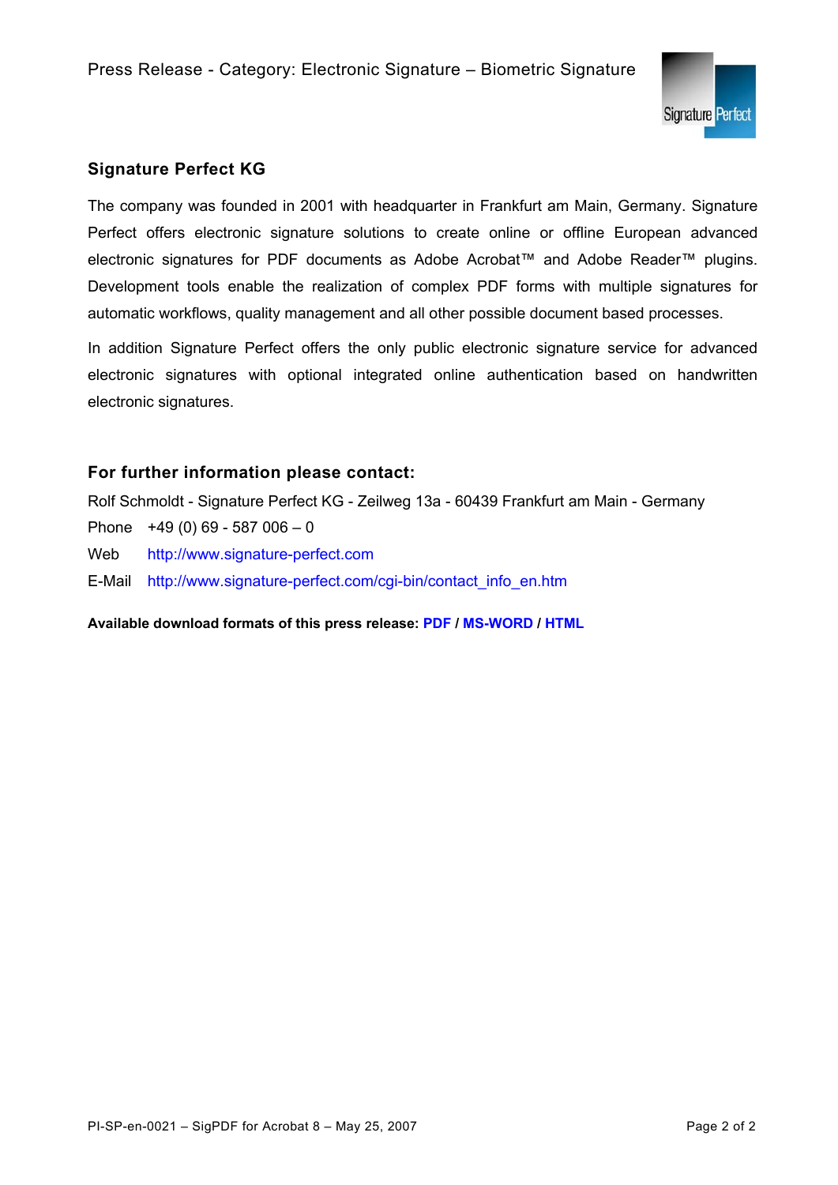## Signature Perfect KG

The company was founded in 2001 with headquarter in Frankfurt am Main, Germany. Signature Perfect offers electronic signature solutions to create online or offline European advanced electronic signatures for PDF documents as Adobe Acrobat™ and Adobe Reader™ plugins. Development tools enable the realization of complex PDF forms with multiple signatures for automatic workflows, quality management and all other possible document based processes.

In addition Signature Perfect offers the only public electronic signature service for advanced electronic signatures with optional integrated online authentication based on handwritten electronic signatures.

## For further information please contact:

Rolf Schmoldt - Signature Perfect KG - Zeilweg 13a - 60439 Frankfurt am Main - Germany

Phone +49 (0) 69 - 587 006 – 0

Web http://www.signature-perfect.com

E-Mail http://www.signature-perfect.com/cgi-bin/contact_info_en.htm

**Available download formats of this press release: PDF / MS-WORD / HTML**